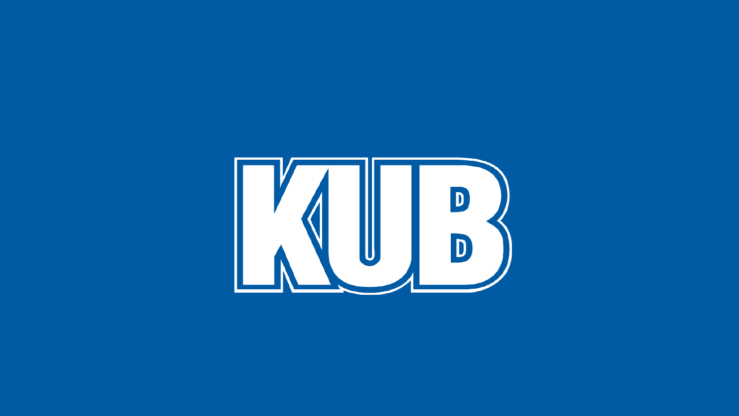# KUB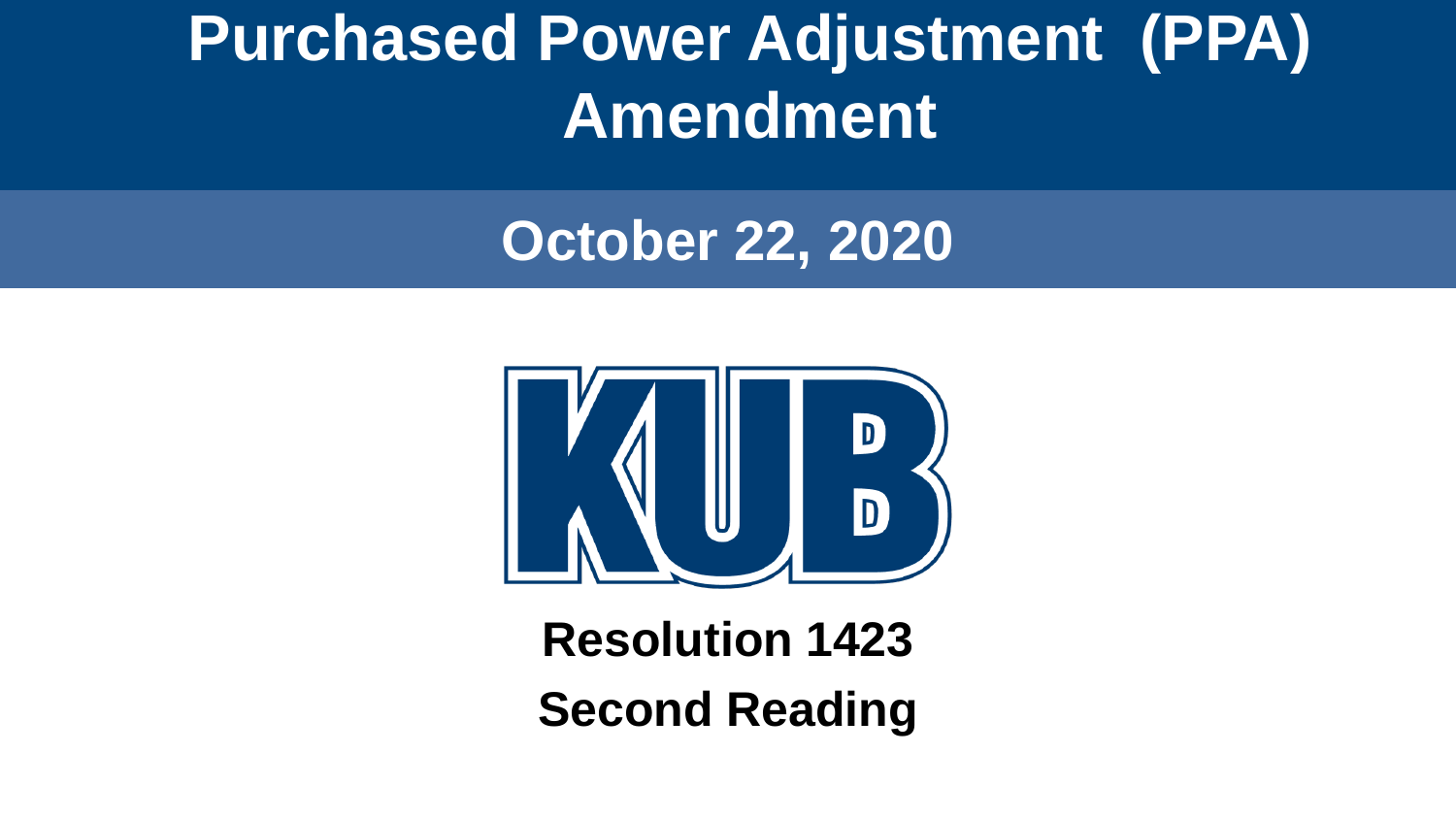# Purchased Power Adjustment (PPA) Amendment

## October 22, 2020

**Resolution 1423**

**Second Reading**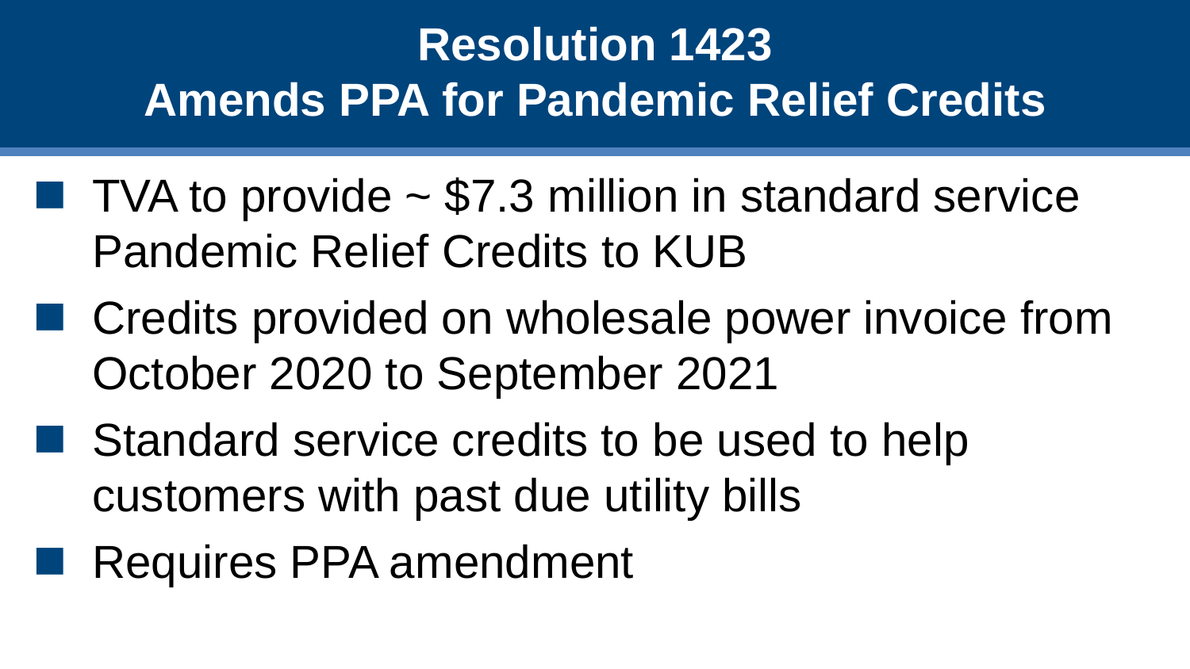# Resolution 1423
## Amends PPA for Pandemic Relief Credits

- TVA to provide ~ $7.3 million in standard service Pandemic Relief Credits to KUB
- Credits provided on wholesale power invoice from October 2020 to September 2021
- Standard service credits to be used to help customers with past due utility bills
- Requires PPA amendment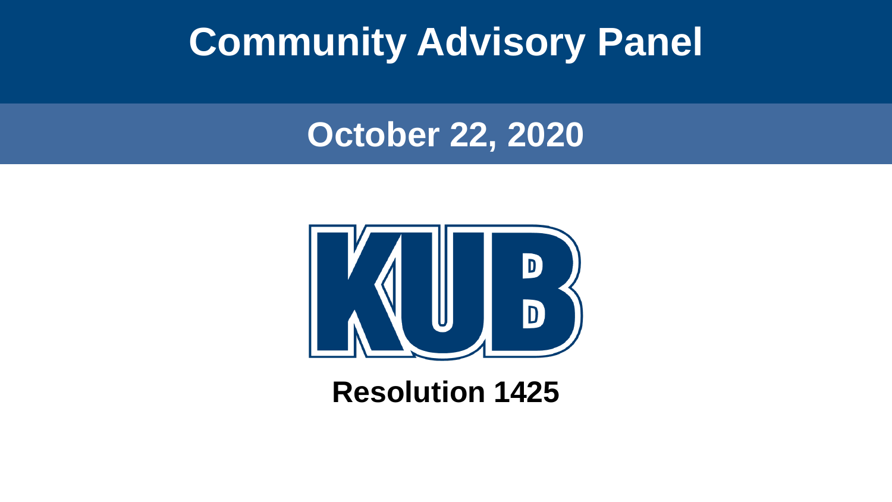# Community Advisory Panel

## October 22, 2020

KUB

**Resolution 1425**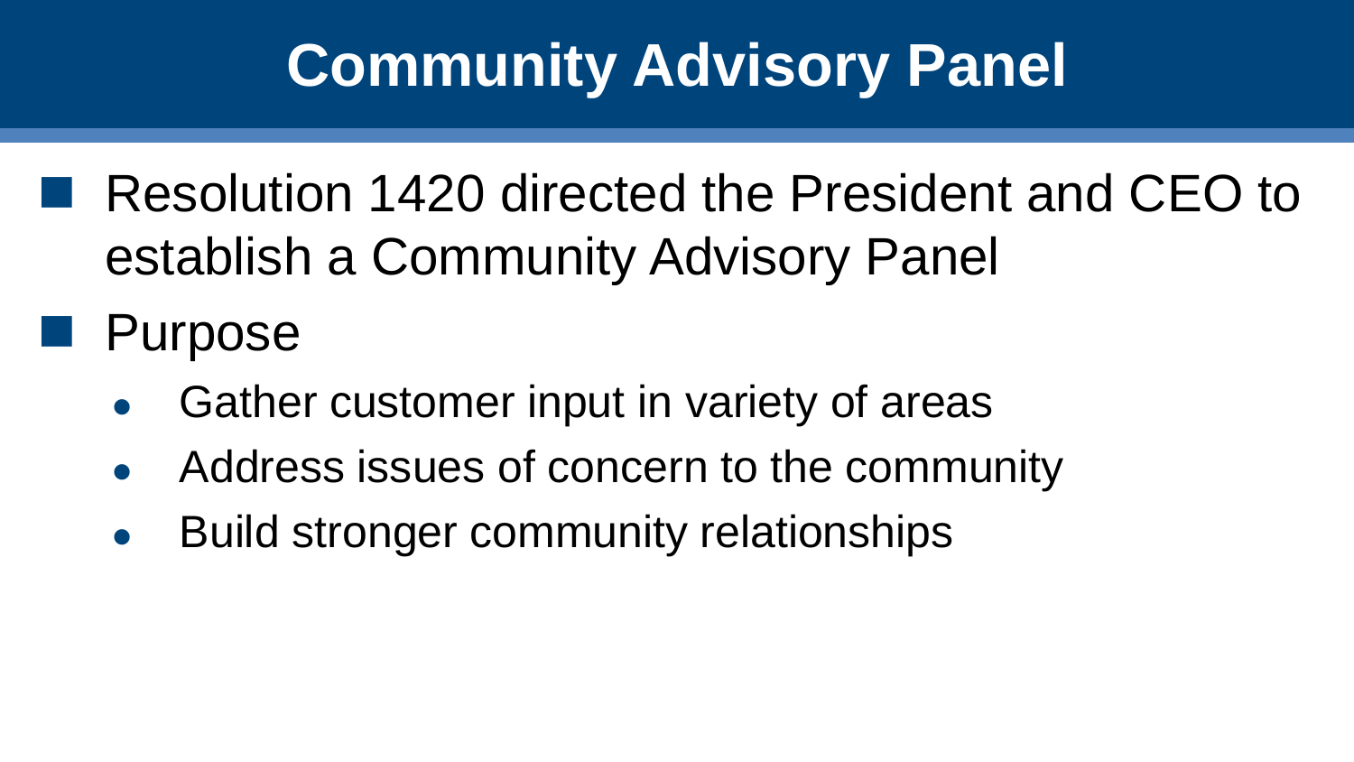# Community Advisory Panel

- Resolution 1420 directed the President and CEO to establish a Community Advisory Panel
- Purpose
  - Gather customer input in variety of areas
  - Address issues of concern to the community
  - Build stronger community relationships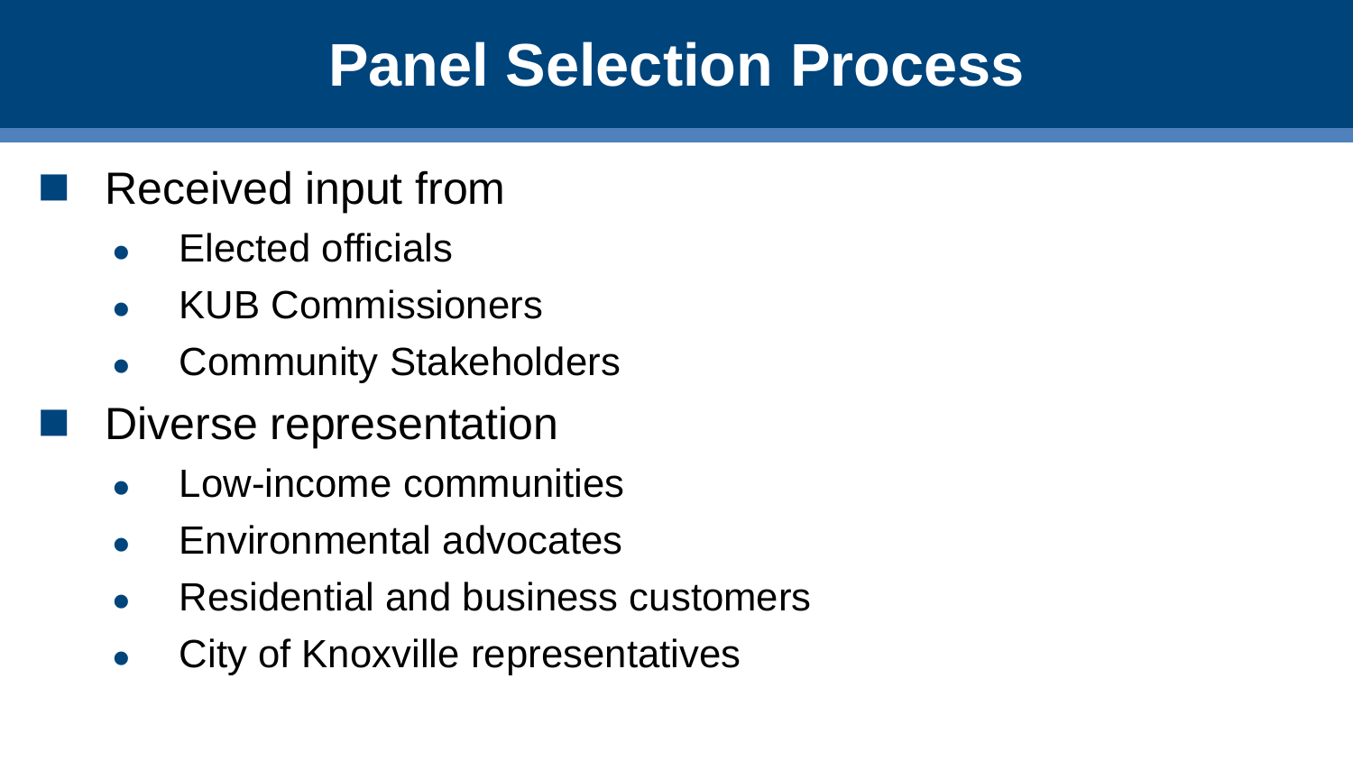# Panel Selection Process

- Received input from
  - Elected officials
  - KUB Commissioners
  - Community Stakeholders
- Diverse representation
  - Low-income communities
  - Environmental advocates
  - Residential and business customers
  - City of Knoxville representatives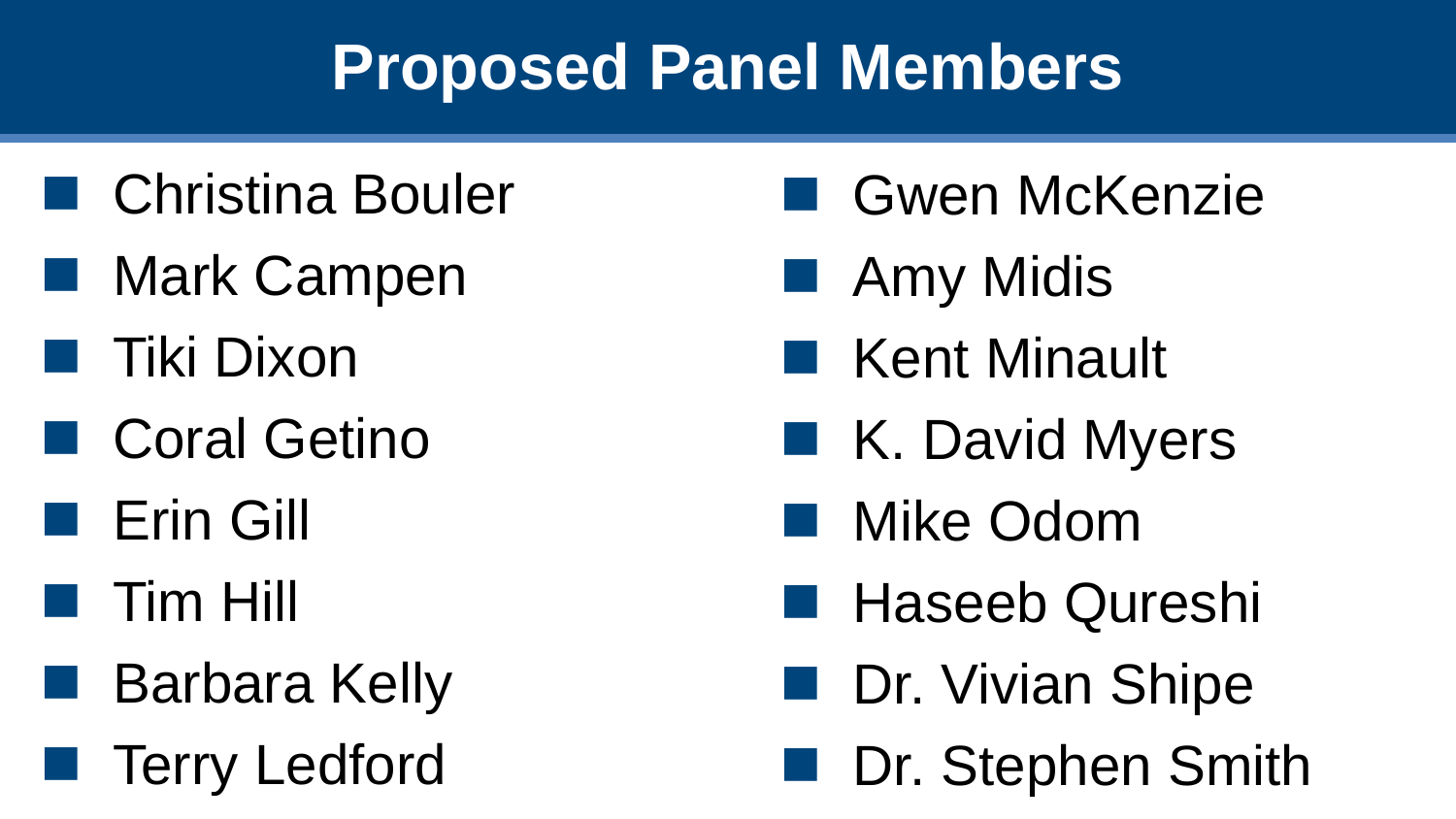# Proposed Panel Members

- Christina Bouler
- Mark Campen
- Tiki Dixon
- Coral Getino
- Erin Gill
- Tim Hill
- Barbara Kelly
- Terry Ledford
- Gwen McKenzie
- Amy Midis
- Kent Minault
- K. David Myers
- Mike Odom
- Haseeb Qureshi
- Dr. Vivian Shipe
- Dr. Stephen Smith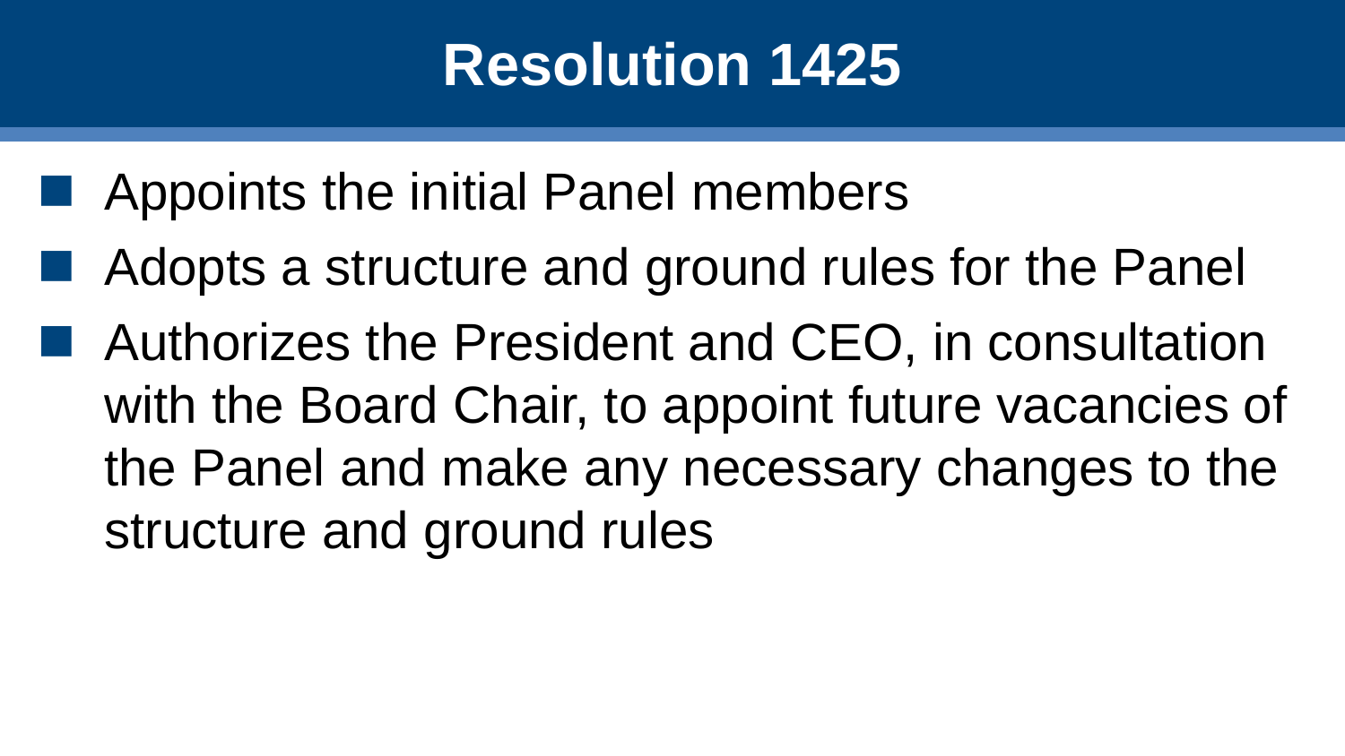# Resolution 1425

- Appoints the initial Panel members
- Adopts a structure and ground rules for the Panel
- Authorizes the President and CEO, in consultation with the Board Chair, to appoint future vacancies of the Panel and make any necessary changes to the structure and ground rules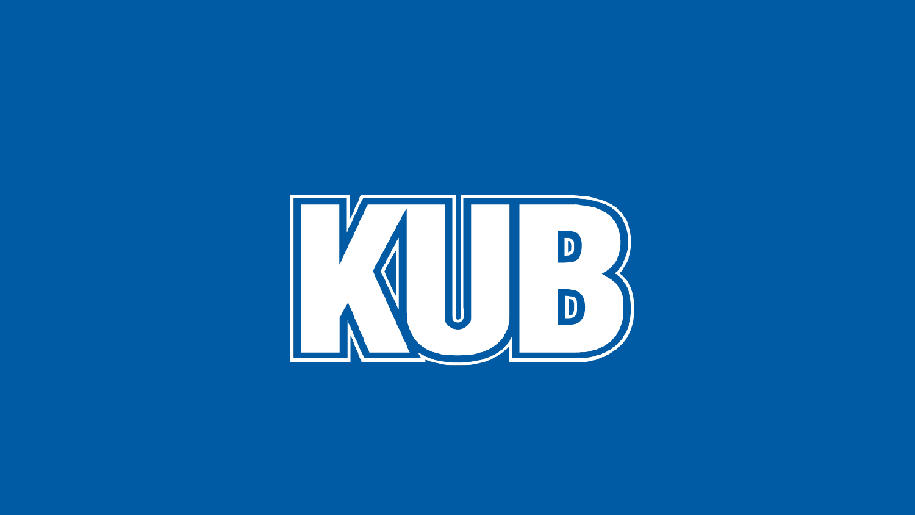KUB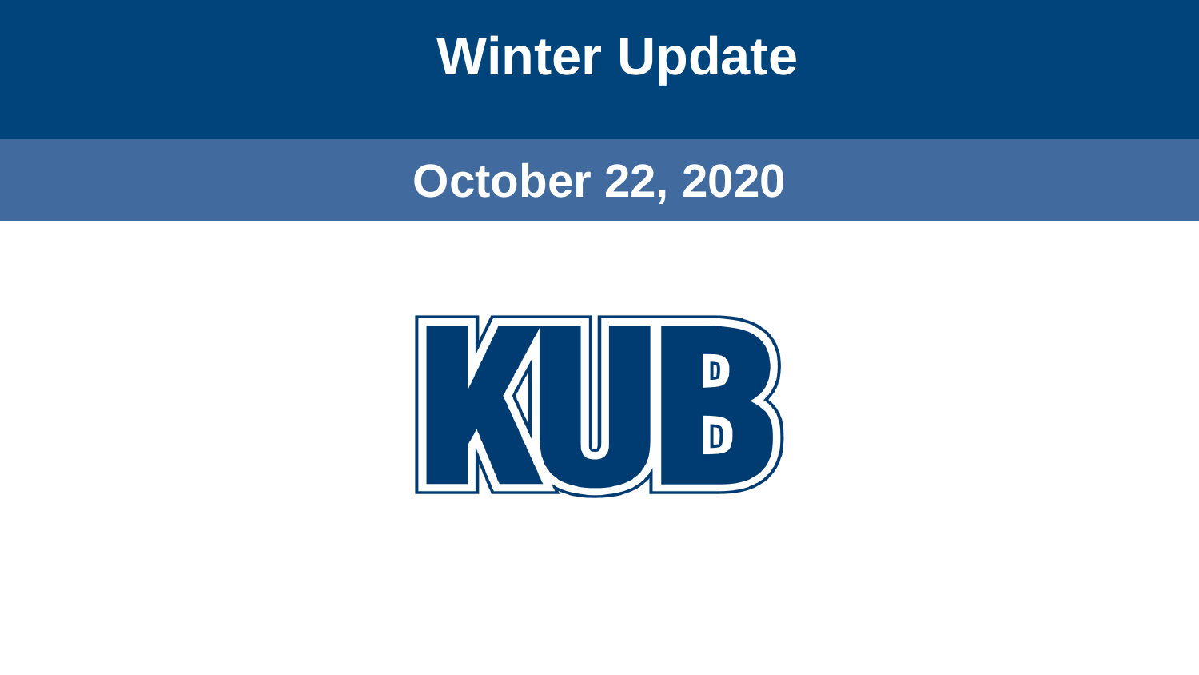# Winter Update

## October 22, 2020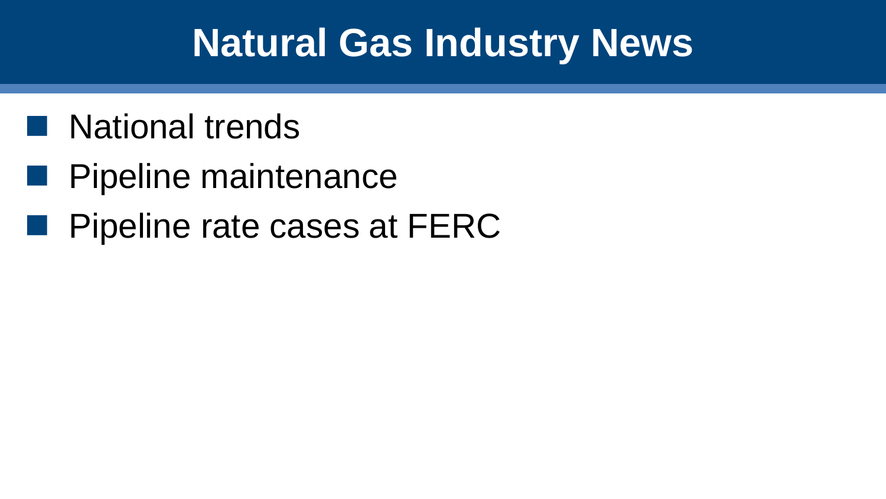# Natural Gas Industry News

- National trends
- Pipeline maintenance
- Pipeline rate cases at FERC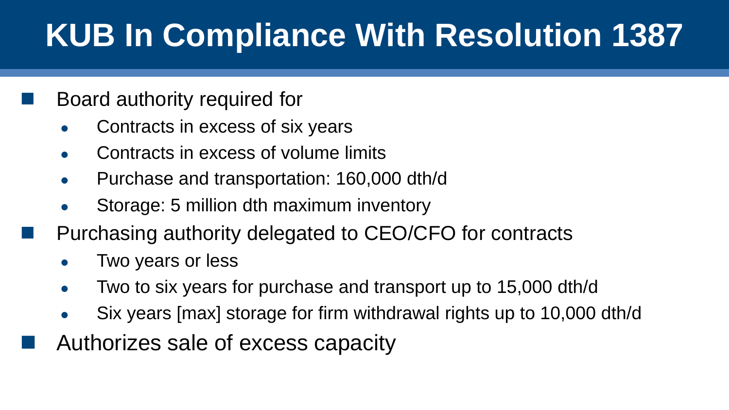# KUB In Compliance With Resolution 1387

- Board authority required for
  - Contracts in excess of six years
  - Contracts in excess of volume limits
  - Purchase and transportation: 160,000 dth/d
  - Storage: 5 million dth maximum inventory
- Purchasing authority delegated to CEO/CFO for contracts
  - Two years or less
  - Two to six years for purchase and transport up to 15,000 dth/d
  - Six years [max] storage for firm withdrawal rights up to 10,000 dth/d
- Authorizes sale of excess capacity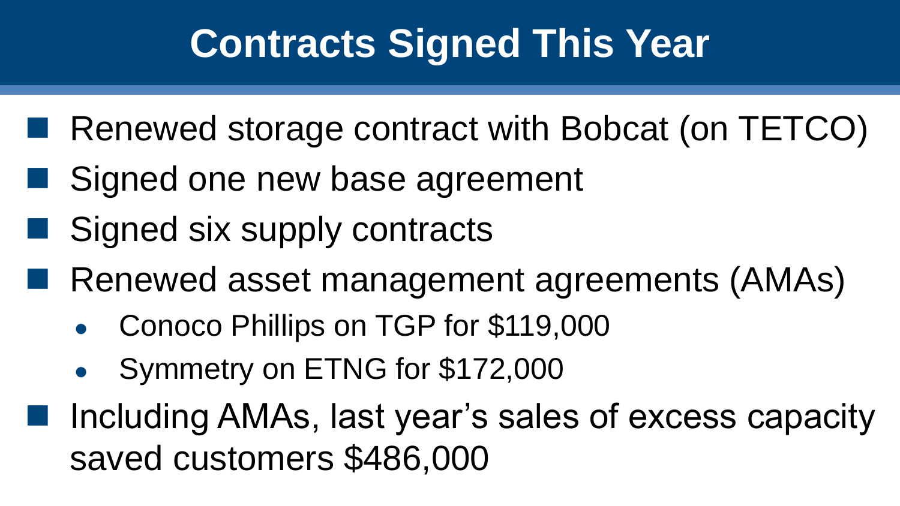# Contracts Signed This Year

- Renewed storage contract with Bobcat (on TETCO)
- Signed one new base agreement
- Signed six supply contracts
- Renewed asset management agreements (AMAs)
  - Conoco Phillips on TGP for $119,000
  - Symmetry on ETNG for $172,000
- Including AMAs, last year's sales of excess capacity saved customers $486,000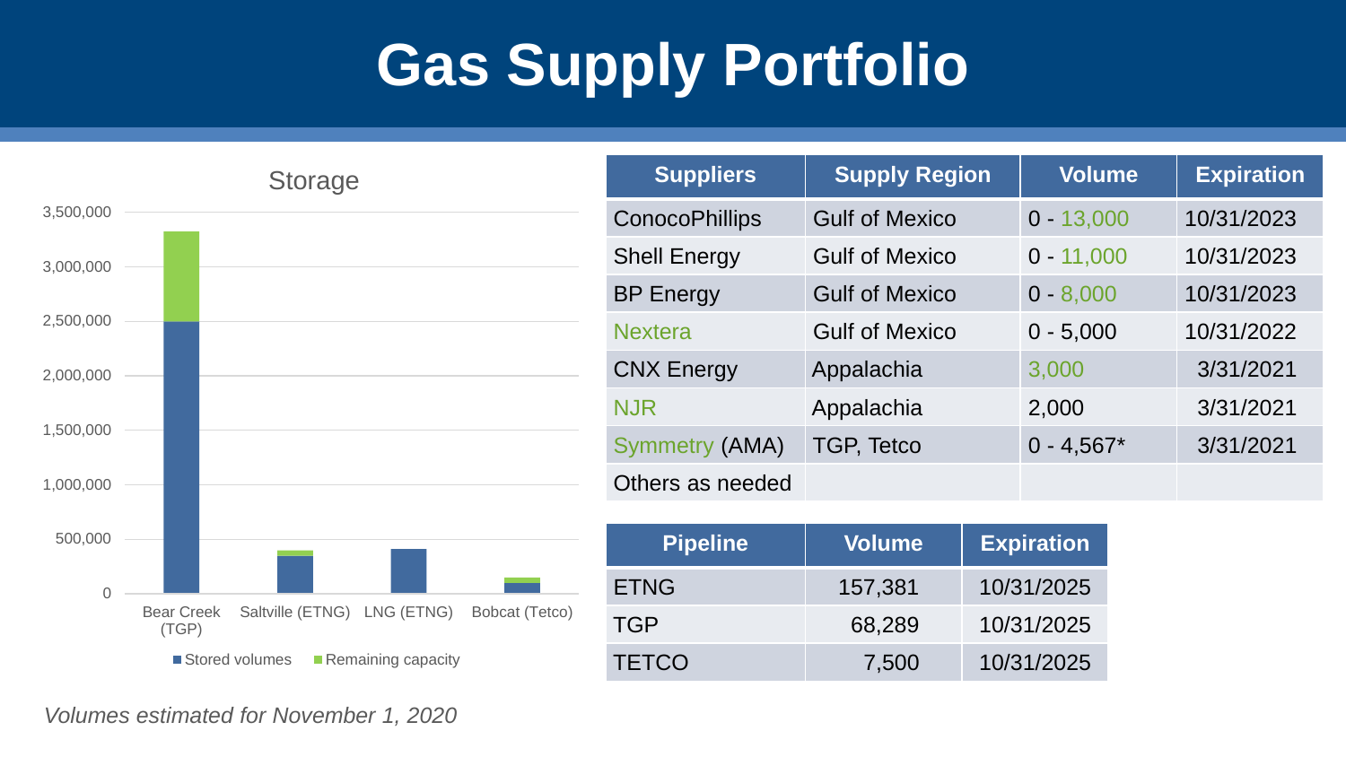# Gas Supply Portfolio

**Storage**

| | Stored volumes | Remaining capacity |
|---|---|---|
| Bear Creek (TGP) | ~2,500,000 | ~820,000 |
| Saltville (ETNG) | ~340,000 | ~50,000 |
| LNG (ETNG) | ~410,000 | |
| Bobcat (Tetco) | ~90,000 | ~50,000 |

| Suppliers | Supply Region | Volume | Expiration |
|---|---|---|---|
| ConocoPhillips | Gulf of Mexico | 0 - 13,000 | 10/31/2023 |
| Shell Energy | Gulf of Mexico | 0 - 11,000 | 10/31/2023 |
| BP Energy | Gulf of Mexico | 0 - 8,000 | 10/31/2023 |
| Nextera | Gulf of Mexico | 0 - 5,000 | 10/31/2022 |
| CNX Energy | Appalachia | 3,000 | 3/31/2021 |
| NJR | Appalachia | 2,000 | 3/31/2021 |
| Symmetry (AMA) | TGP, Tetco | 0 - 4,567* | 3/31/2021 |
| Others as needed | | | |

| Pipeline | Volume | Expiration |
|---|---|---|
| ETNG | 157,381 | 10/31/2025 |
| TGP | 68,289 | 10/31/2025 |
| TETCO | 7,500 | 10/31/2025 |

*Volumes estimated for November 1, 2020*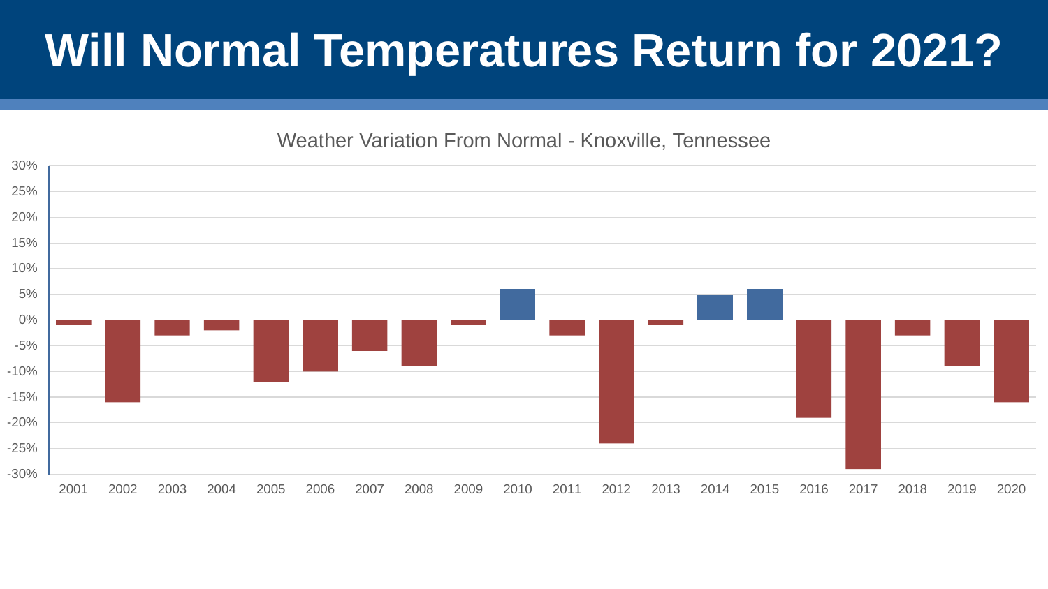# Will Normal Temperatures Return for 2021?

Weather Variation From Normal - Knoxville, Tennessee

| Year | Variation |
|---|---|
| 2001 | -1% |
| 2002 | -16% |
| 2003 | -3% |
| 2004 | -2% |
| 2005 | -12% |
| 2006 | -10% |
| 2007 | -6% |
| 2008 | -9% |
| 2009 | -1% |
| 2010 | 6% |
| 2011 | -3% |
| 2012 | -24% |
| 2013 | -1% |
| 2014 | 5% |
| 2015 | 6% |
| 2016 | -19% |
| 2017 | -29% |
| 2018 | -3% |
| 2019 | -9% |
| 2020 | -16% |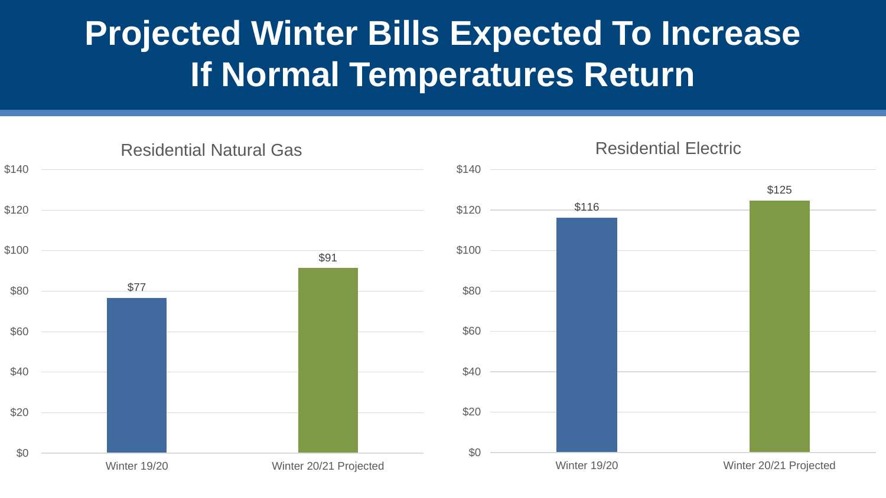# Projected Winter Bills Expected To Increase If Normal Temperatures Return

## Residential Natural Gas

| | Winter 19/20 | Winter 20/21 Projected |
|---|---|---|
| Residential Natural Gas | $77 | $91 |

## Residential Electric

| | Winter 19/20 | Winter 20/21 Projected |
|---|---|---|
| Residential Electric | $116 | $125 |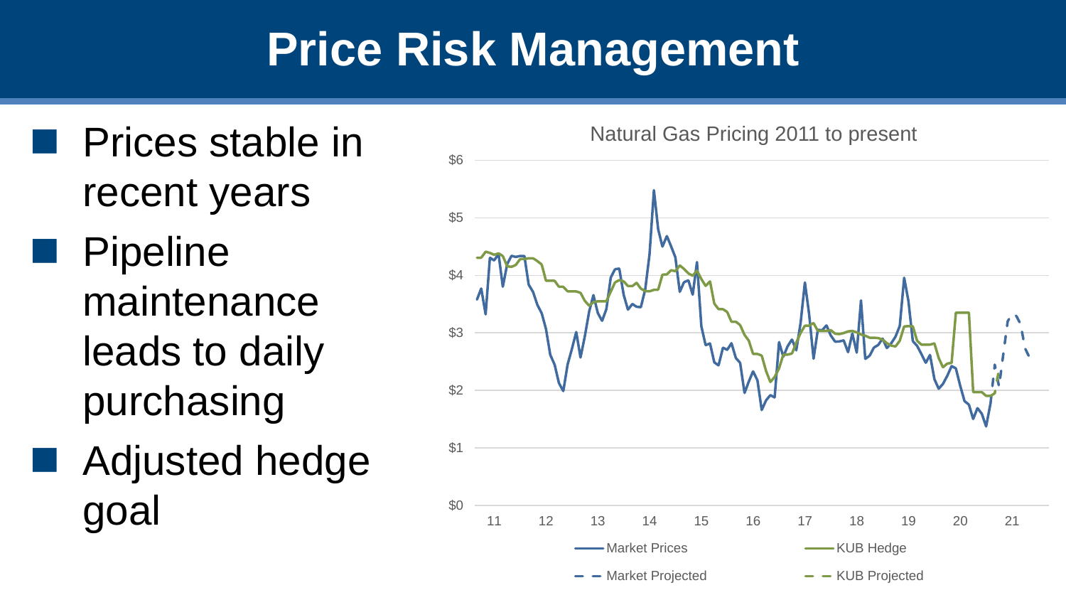# Price Risk Management

- Prices stable in recent years
- Pipeline maintenance leads to daily purchasing
- Adjusted hedge goal

Natural Gas Pricing 2011 to present

$6
$5
$4
$3
$2
$1
$0

11 12 13 14 15 16 17 18 19 20 21

Market Prices — KUB Hedge — Market Projected — KUB Projected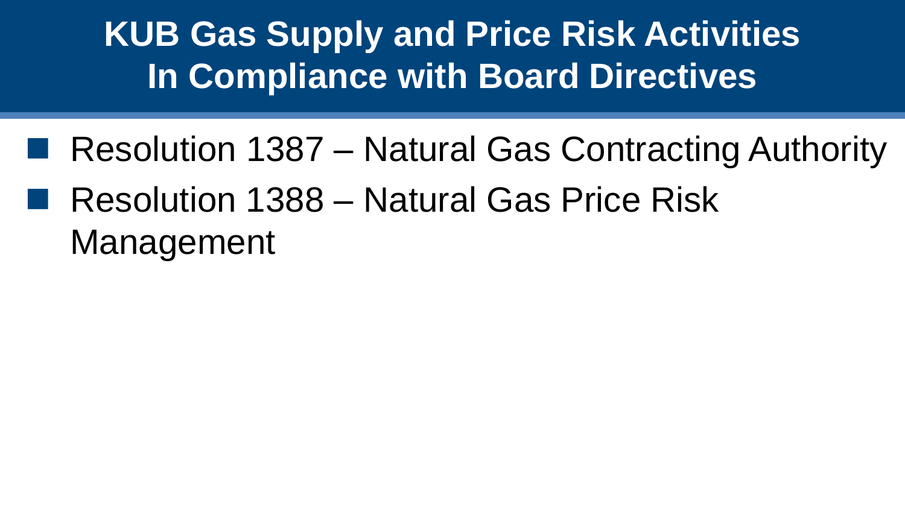# KUB Gas Supply and Price Risk Activities In Compliance with Board Directives

- Resolution 1387 – Natural Gas Contracting Authority
- Resolution 1388 – Natural Gas Price Risk Management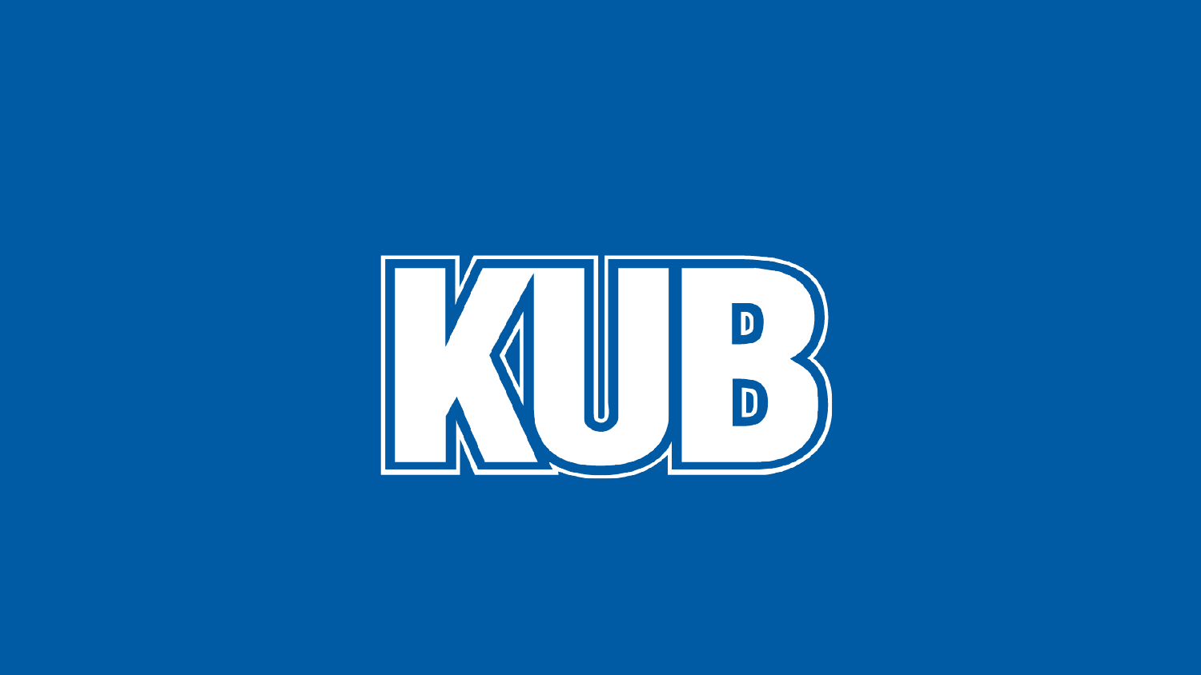KUB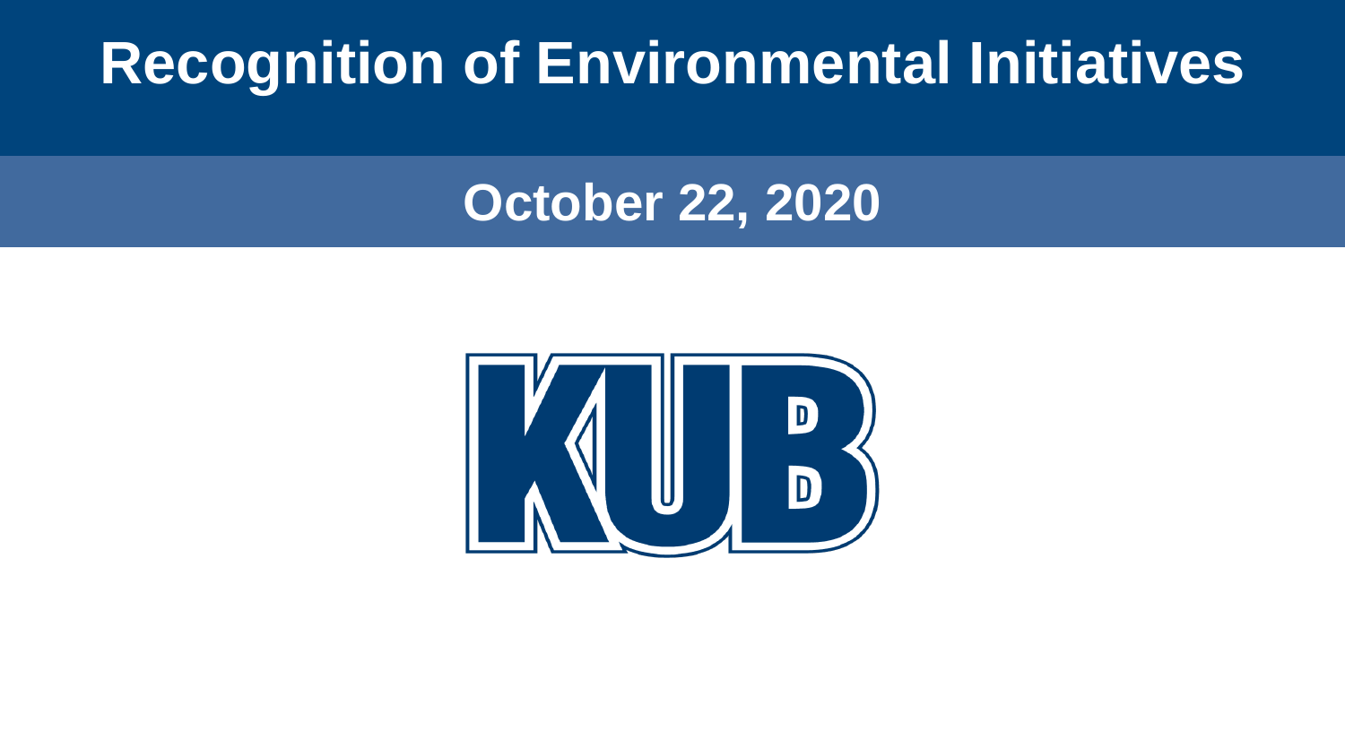# Recognition of Environmental Initiatives

## October 22, 2020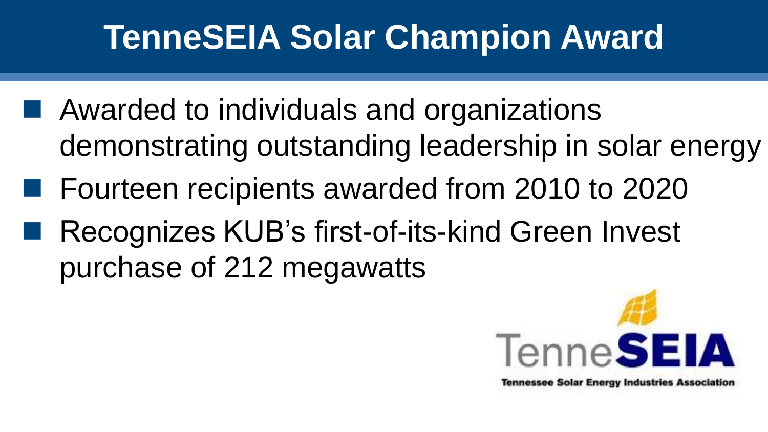# TenneSEIA Solar Champion Award

- Awarded to individuals and organizations demonstrating outstanding leadership in solar energy
- Fourteen recipients awarded from 2010 to 2020
- Recognizes KUB's first-of-its-kind Green Invest purchase of 212 megawatts

TenneSEIA

Tennessee Solar Energy Industries Association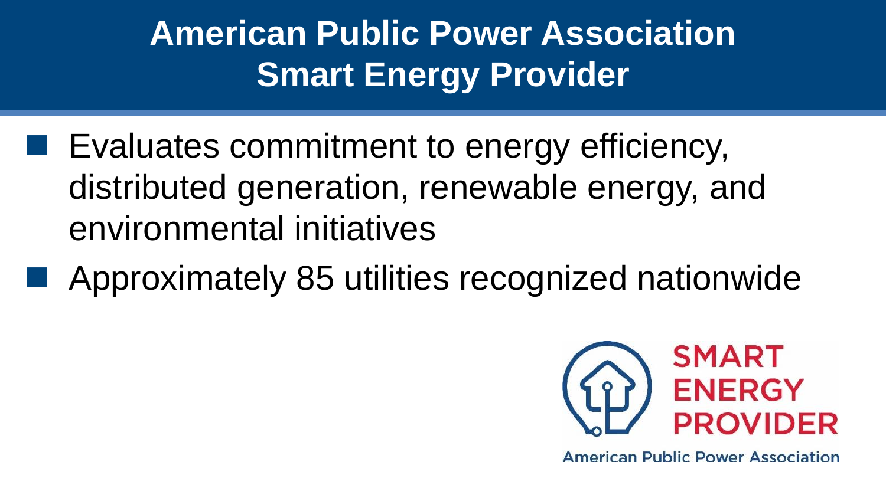# American Public Power Association Smart Energy Provider

- Evaluates commitment to energy efficiency, distributed generation, renewable energy, and environmental initiatives
- Approximately 85 utilities recognized nationwide

SMART ENERGY PROVIDER

American Public Power Association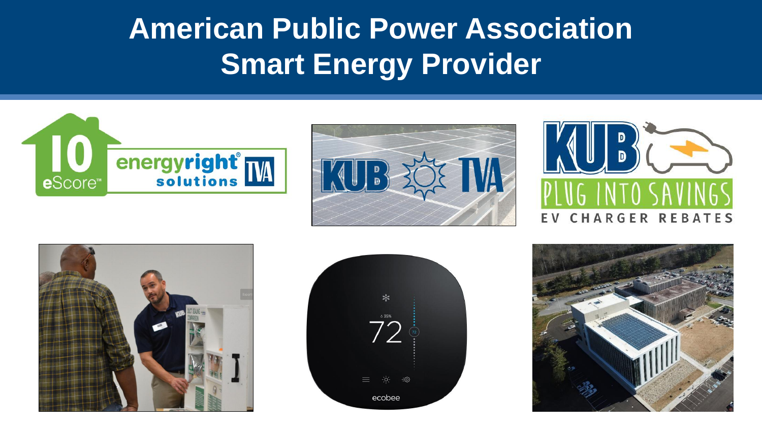# American Public Power Association Smart Energy Provider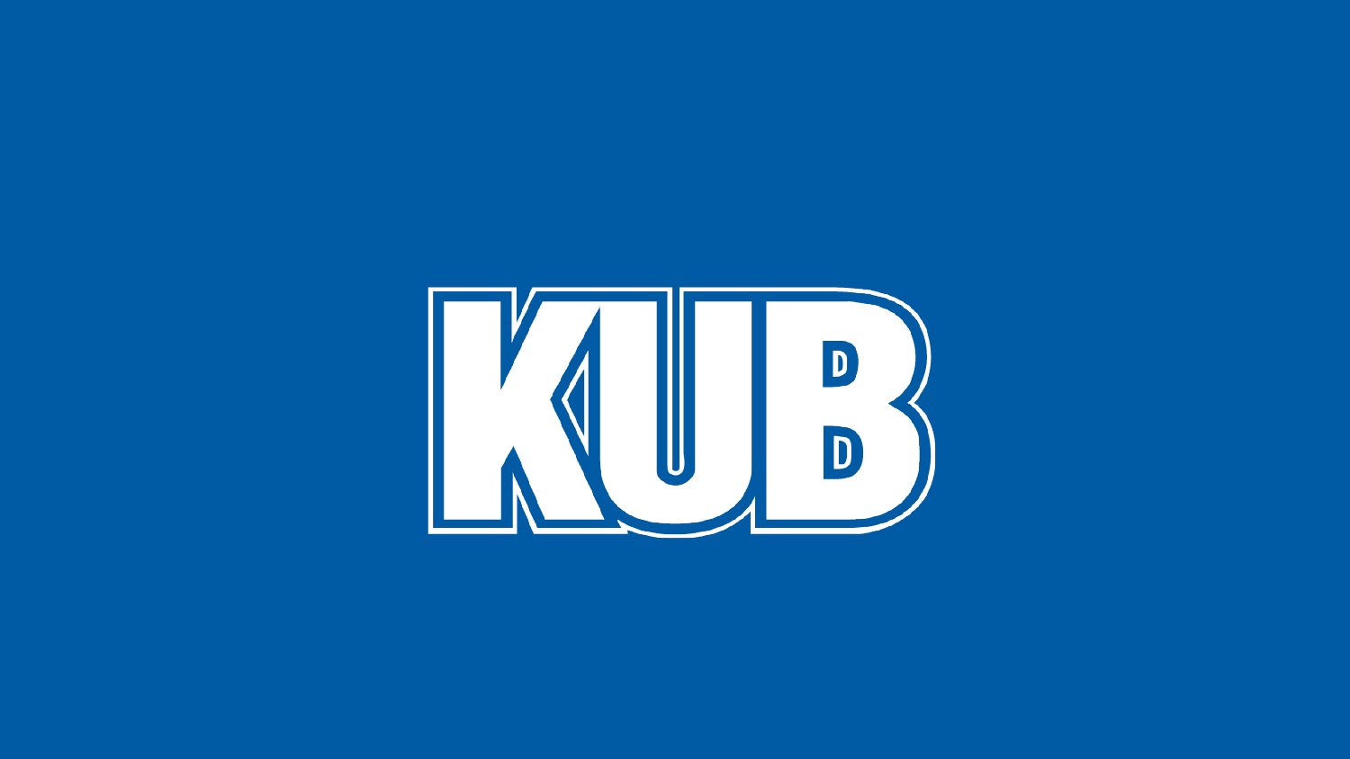KUB